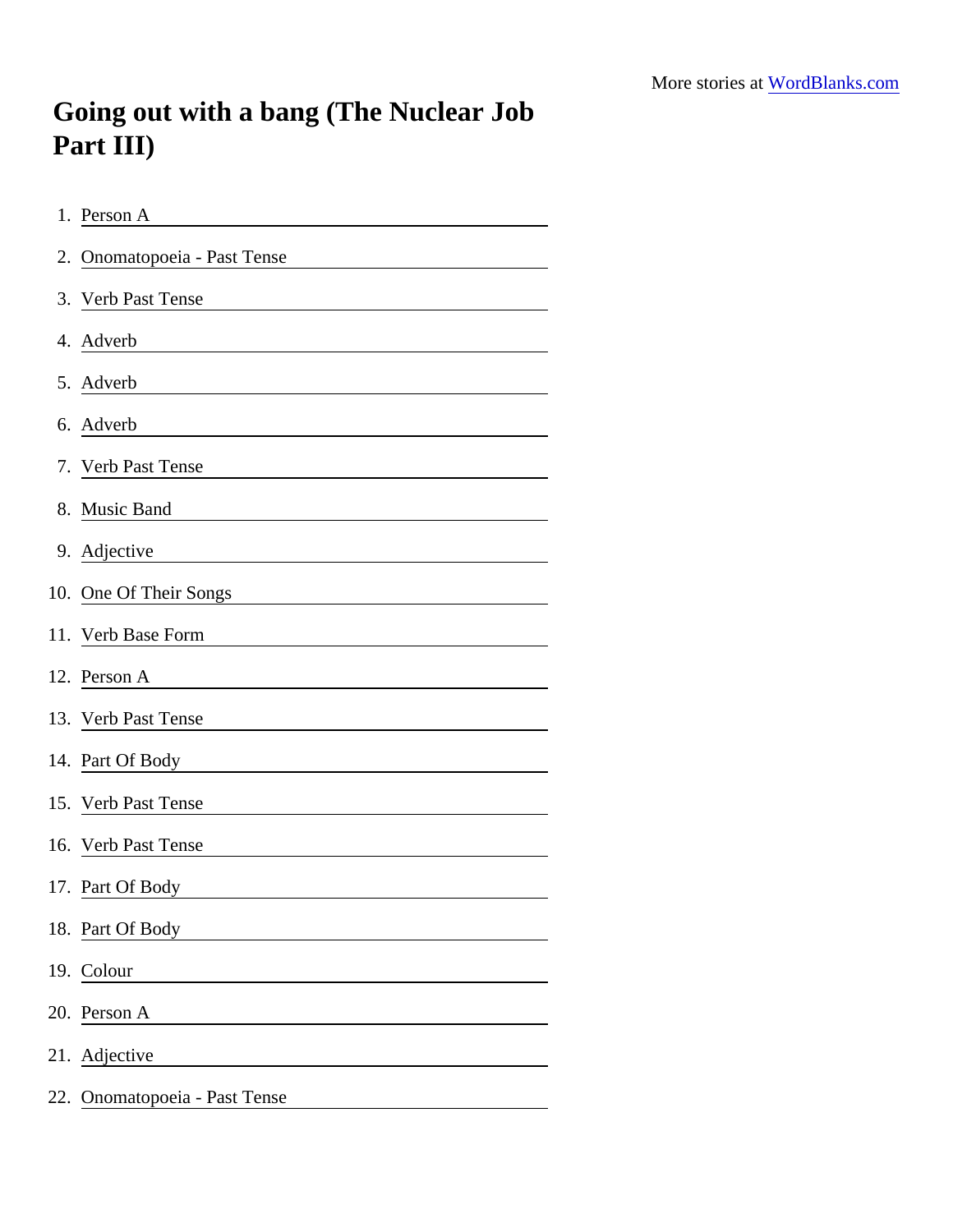More stories at [WordBlanks.com](https://www.wordblanks.com)

# Going out with a bang (The Nuclear Job Part III)

1. Person A ______________________
2. Onomatopoeia - Past Tense ______________________
3. Verb Past Tense ______________________
4. Adverb ______________________
5. Adverb ______________________
6. Adverb ______________________
7. Verb Past Tense ______________________
8. Music Band ______________________
9. Adjective ______________________
10. One Of Their Songs ______________________
11. Verb Base Form ______________________
12. Person A ______________________
13. Verb Past Tense ______________________
14. Part Of Body ______________________
15. Verb Past Tense ______________________
16. Verb Past Tense ______________________
17. Part Of Body ______________________
18. Part Of Body ______________________
19. Colour ______________________
20. Person A ______________________
21. Adjective ______________________
22. Onomatopoeia - Past Tense ______________________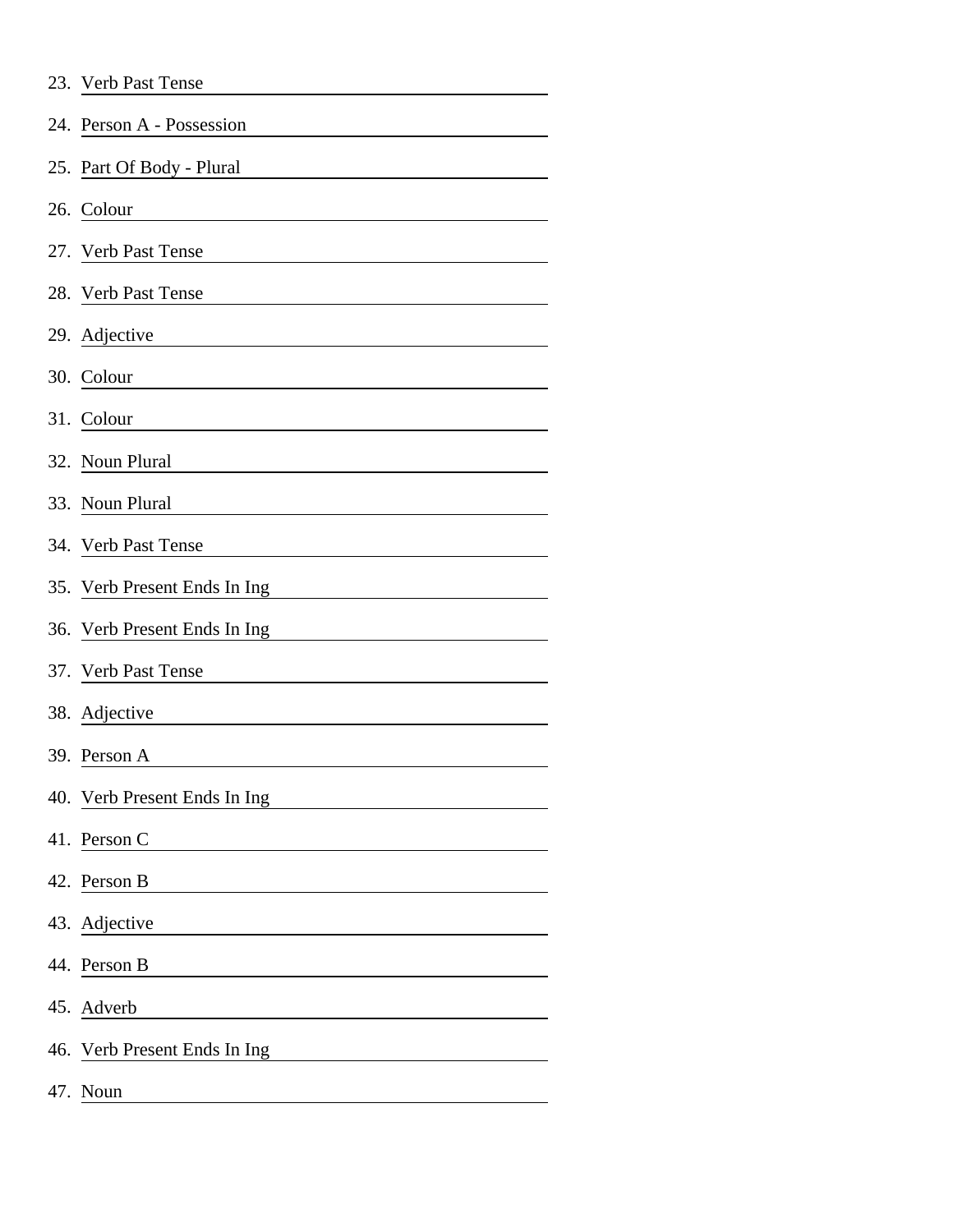23. Verb Past Tense ______________________
24. Person A - Possession ______________________
25. Part Of Body - Plural ______________________
26. Colour ______________________
27. Verb Past Tense ______________________
28. Verb Past Tense ______________________
29. Adjective ______________________
30. Colour ______________________
31. Colour ______________________
32. Noun Plural ______________________
33. Noun Plural ______________________
34. Verb Past Tense ______________________
35. Verb Present Ends In Ing ______________________
36. Verb Present Ends In Ing ______________________
37. Verb Past Tense ______________________
38. Adjective ______________________
39. Person A ______________________
40. Verb Present Ends In Ing ______________________
41. Person C ______________________
42. Person B ______________________
43. Adjective ______________________
44. Person B ______________________
45. Adverb ______________________
46. Verb Present Ends In Ing ______________________
47. Noun ______________________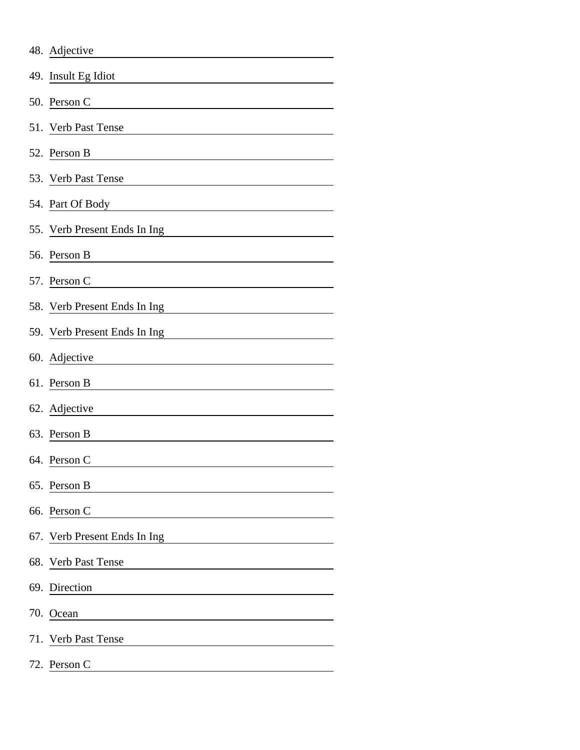48. Adjective ____________________
49. Insult Eg Idiot ____________________
50. Person C ____________________
51. Verb Past Tense ____________________
52. Person B ____________________
53. Verb Past Tense ____________________
54. Part Of Body ____________________
55. Verb Present Ends In Ing ____________________
56. Person B ____________________
57. Person C ____________________
58. Verb Present Ends In Ing ____________________
59. Verb Present Ends In Ing ____________________
60. Adjective ____________________
61. Person B ____________________
62. Adjective ____________________
63. Person B ____________________
64. Person C ____________________
65. Person B ____________________
66. Person C ____________________
67. Verb Present Ends In Ing ____________________
68. Verb Past Tense ____________________
69. Direction ____________________
70. Ocean ____________________
71. Verb Past Tense ____________________
72. Person C ____________________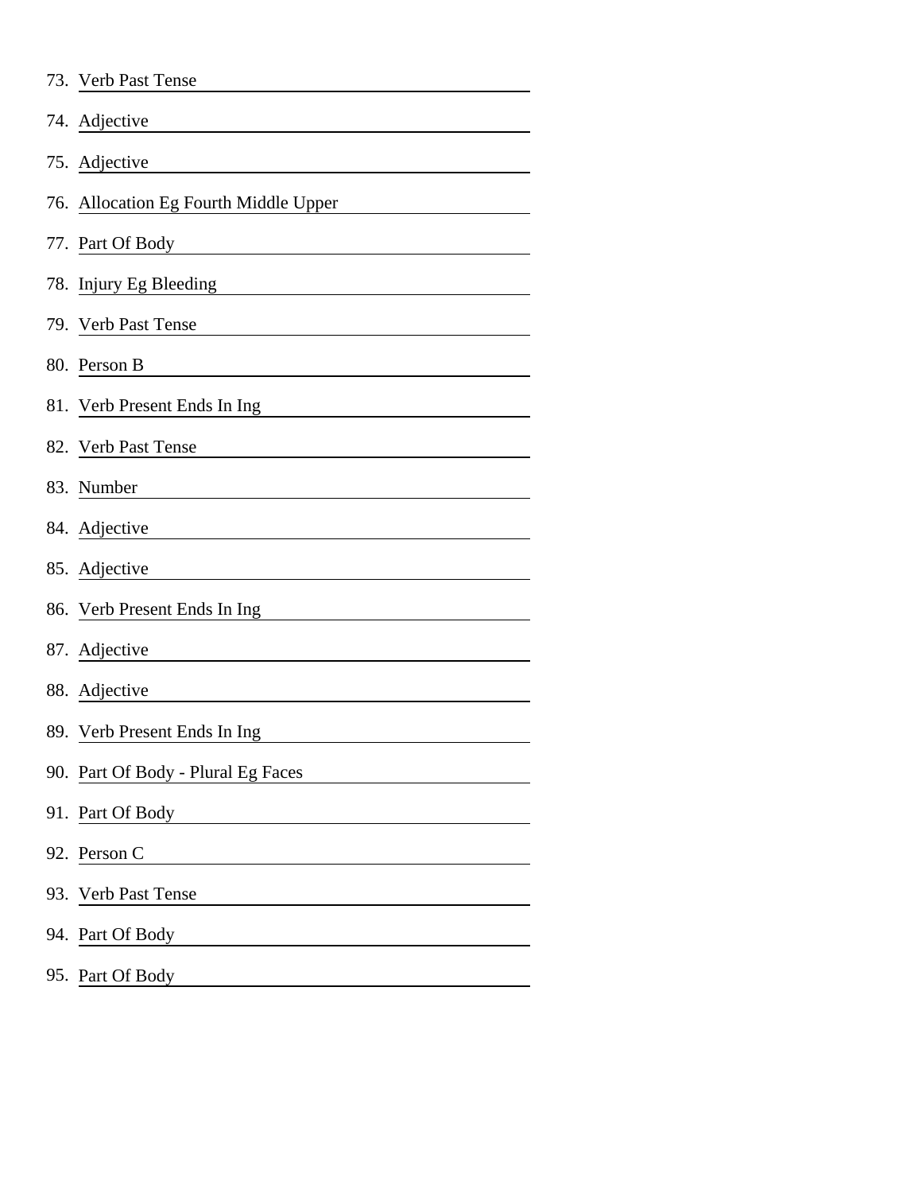73. Verb Past Tense ______________________

74. Adjective ______________________

75. Adjective ______________________

76. Allocation Eg Fourth Middle Upper ______________________

77. Part Of Body ______________________

78. Injury Eg Bleeding ______________________

79. Verb Past Tense ______________________

80. Person B ______________________

81. Verb Present Ends In Ing ______________________

82. Verb Past Tense ______________________

83. Number ______________________

84. Adjective ______________________

85. Adjective ______________________

86. Verb Present Ends In Ing ______________________

87. Adjective ______________________

88. Adjective ______________________

89. Verb Present Ends In Ing ______________________

90. Part Of Body - Plural Eg Faces ______________________

91. Part Of Body ______________________

92. Person C ______________________

93. Verb Past Tense ______________________

94. Part Of Body ______________________

95. Part Of Body ______________________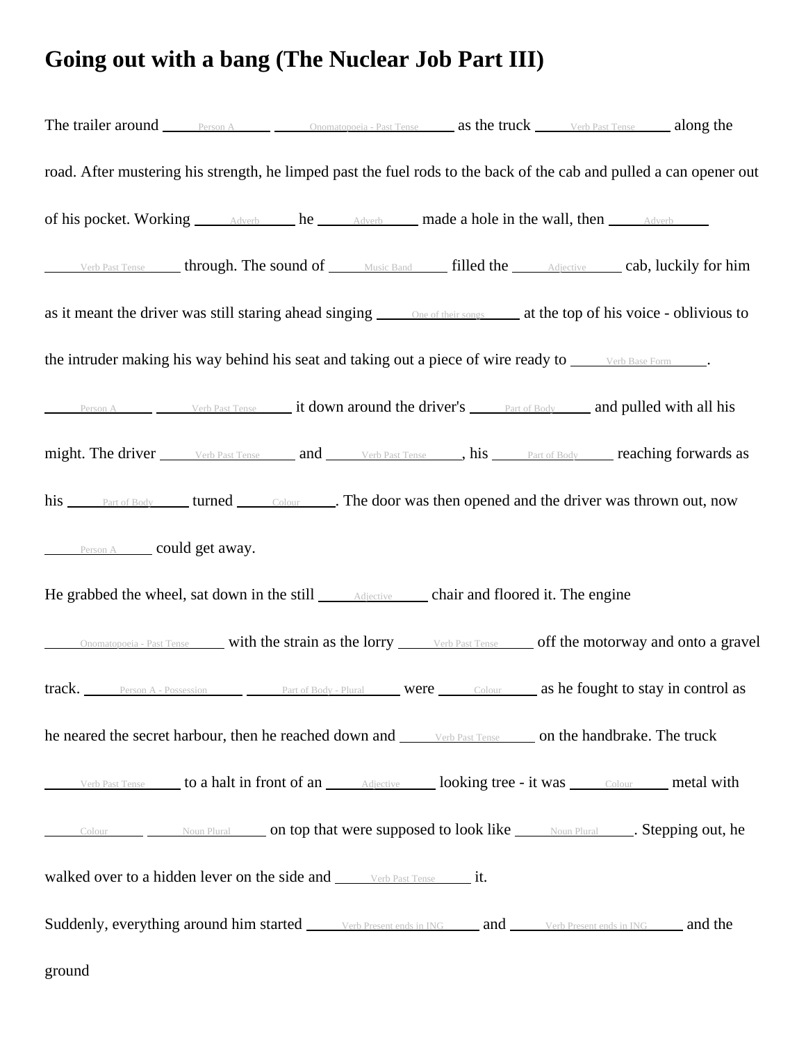# Going out with a bang (The Nuclear Job Part III)

The trailer around \_\_\_\_Person A\_\_\_\_ \_\_\_\_Onomatopoeia - Past Tense\_\_\_\_ as the truck \_\_\_\_Verb Past Tense\_\_\_\_ along the road. After mustering his strength, he limped past the fuel rods to the back of the cab and pulled a can opener out of his pocket. Working \_\_\_\_Adverb\_\_\_\_ he \_\_\_\_Adverb\_\_\_\_ made a hole in the wall, then \_\_\_\_Adverb\_\_\_\_ \_\_\_\_Verb Past Tense\_\_\_\_ through. The sound of \_\_\_\_Music Band\_\_\_\_ filled the \_\_\_\_Adjective\_\_\_\_ cab, luckily for him as it meant the driver was still staring ahead singing \_\_\_\_One of their songs\_\_\_\_ at the top of his voice - oblivious to the intruder making his way behind his seat and taking out a piece of wire ready to \_\_\_\_Verb Base Form\_\_\_\_.

\_\_\_\_Person A\_\_\_\_ \_\_\_\_Verb Past Tense\_\_\_\_ it down around the driver's \_\_\_\_Part of Body\_\_\_\_ and pulled with all his might. The driver \_\_\_\_Verb Past Tense\_\_\_\_ and \_\_\_\_Verb Past Tense\_\_\_\_, his \_\_\_\_Part of Body\_\_\_\_ reaching forwards as his \_\_\_\_Part of Body\_\_\_\_ turned \_\_\_\_Colour\_\_\_\_. The door was then opened and the driver was thrown out, now \_\_\_\_Person A\_\_\_\_ could get away.

He grabbed the wheel, sat down in the still \_\_\_\_Adjective\_\_\_\_ chair and floored it. The engine \_\_\_\_Onomatopoeia - Past Tense\_\_\_\_ with the strain as the lorry \_\_\_\_Verb Past Tense\_\_\_\_ off the motorway and onto a gravel track. \_\_\_\_Person A - Possession\_\_\_\_ \_\_\_\_Part of Body - Plural\_\_\_\_ were \_\_\_\_Colour\_\_\_\_ as he fought to stay in control as he neared the secret harbour, then he reached down and \_\_\_\_Verb Past Tense\_\_\_\_ on the handbrake. The truck \_\_\_\_Verb Past Tense\_\_\_\_ to a halt in front of an \_\_\_\_Adjective\_\_\_\_ looking tree - it was \_\_\_\_Colour\_\_\_\_ metal with \_\_\_\_Colour\_\_\_\_ \_\_\_\_Noun Plural\_\_\_\_ on top that were supposed to look like \_\_\_\_Noun Plural\_\_\_\_. Stepping out, he walked over to a hidden lever on the side and \_\_\_\_Verb Past Tense\_\_\_\_ it.

Suddenly, everything around him started \_\_\_\_Verb Present ends in ING\_\_\_\_ and \_\_\_\_Verb Present ends in ING\_\_\_\_ and the ground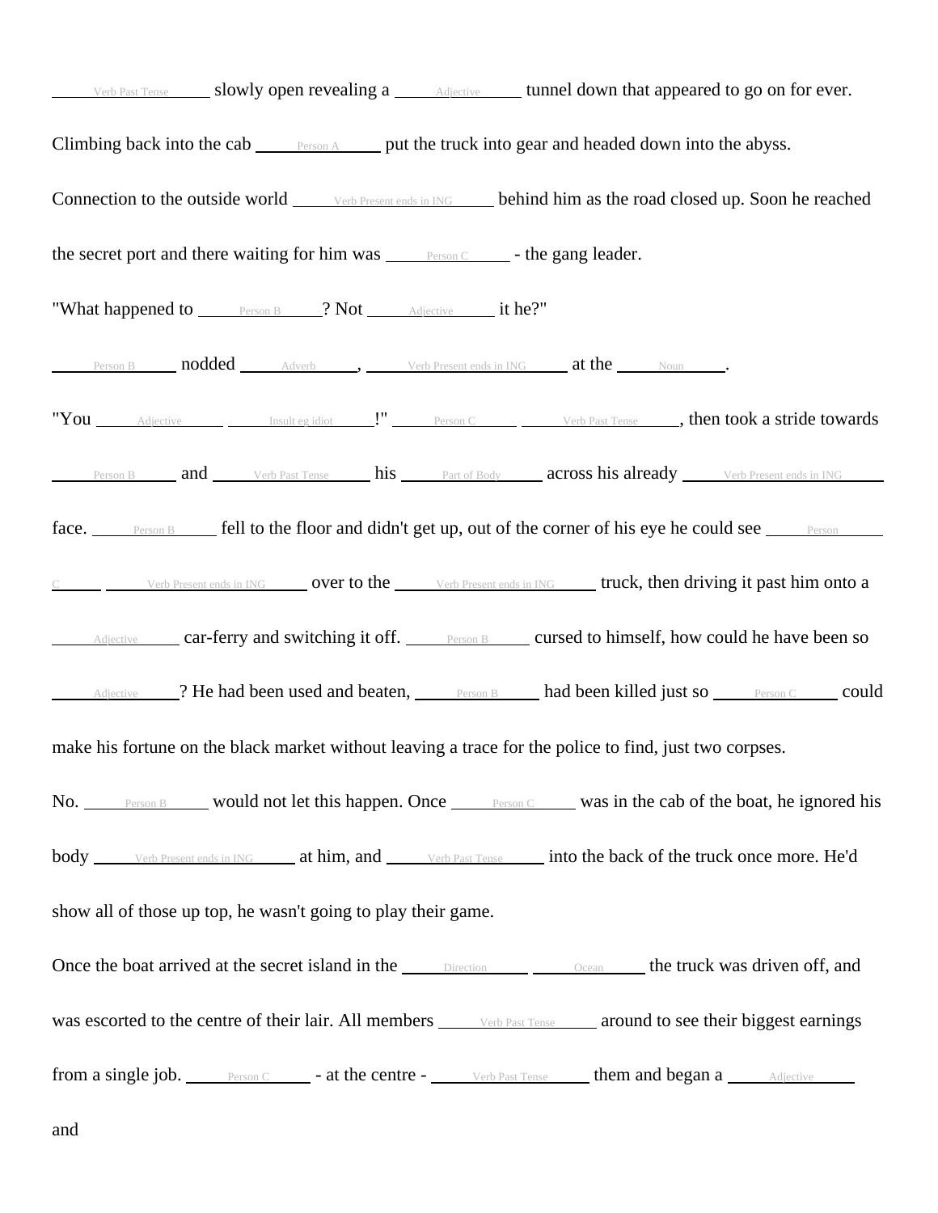\_\_\_\_\_Verb Past Tense\_\_\_\_\_ slowly open revealing a \_\_\_\_\_Adjective\_\_\_\_\_ tunnel down that appeared to go on for ever.

Climbing back into the cab \_\_\_\_\_Person A\_\_\_\_\_ put the truck into gear and headed down into the abyss.

Connection to the outside world \_\_\_\_\_Verb Present ends in ING\_\_\_\_\_ behind him as the road closed up. Soon he reached the secret port and there waiting for him was \_\_\_\_\_Person C\_\_\_\_\_ - the gang leader.

"What happened to \_\_\_\_\_Person B\_\_\_\_\_? Not \_\_\_\_\_Adjective\_\_\_\_\_ it he?"

\_\_\_\_\_Person B\_\_\_\_\_ nodded \_\_\_\_\_Adverb\_\_\_\_\_, \_\_\_\_\_Verb Present ends in ING\_\_\_\_\_ at the \_\_\_\_\_Noun\_\_\_\_\_.

"You \_\_\_\_\_Adjective\_\_\_\_\_ \_\_\_\_\_Insult eg idiot\_\_\_\_\_!" \_\_\_\_\_Person C\_\_\_\_\_ \_\_\_\_\_Verb Past Tense\_\_\_\_\_, then took a stride towards \_\_\_\_\_Person B\_\_\_\_\_ and \_\_\_\_\_Verb Past Tense\_\_\_\_\_ his \_\_\_\_\_Part of Body\_\_\_\_\_ across his already \_\_\_\_\_Verb Present ends in ING\_\_\_\_\_ face. \_\_\_\_\_Person B\_\_\_\_\_ fell to the floor and didn't get up, out of the corner of his eye he could see \_\_\_\_\_Person C\_\_\_\_\_ \_\_\_\_\_Verb Present ends in ING\_\_\_\_\_ over to the \_\_\_\_\_Verb Present ends in ING\_\_\_\_\_ truck, then driving it past him onto a \_\_\_\_\_Adjective\_\_\_\_\_ car-ferry and switching it off. \_\_\_\_\_Person B\_\_\_\_\_ cursed to himself, how could he have been so \_\_\_\_\_Adjective\_\_\_\_\_? He had been used and beaten, \_\_\_\_\_Person B\_\_\_\_\_ had been killed just so \_\_\_\_\_Person C\_\_\_\_\_ could make his fortune on the black market without leaving a trace for the police to find, just two corpses.

No. \_\_\_\_\_Person B\_\_\_\_\_ would not let this happen. Once \_\_\_\_\_Person C\_\_\_\_\_ was in the cab of the boat, he ignored his body \_\_\_\_\_Verb Present ends in ING\_\_\_\_\_ at him, and \_\_\_\_\_Verb Past Tense\_\_\_\_\_ into the back of the truck once more. He'd show all of those up top, he wasn't going to play their game.

Once the boat arrived at the secret island in the \_\_\_\_\_Direction\_\_\_\_\_ \_\_\_\_\_Ocean\_\_\_\_\_ the truck was driven off, and was escorted to the centre of their lair. All members \_\_\_\_\_Verb Past Tense\_\_\_\_\_ around to see their biggest earnings from a single job. \_\_\_\_\_Person C\_\_\_\_\_ - at the centre - \_\_\_\_\_Verb Past Tense\_\_\_\_\_ them and began a \_\_\_\_\_Adjective\_\_\_\_\_ and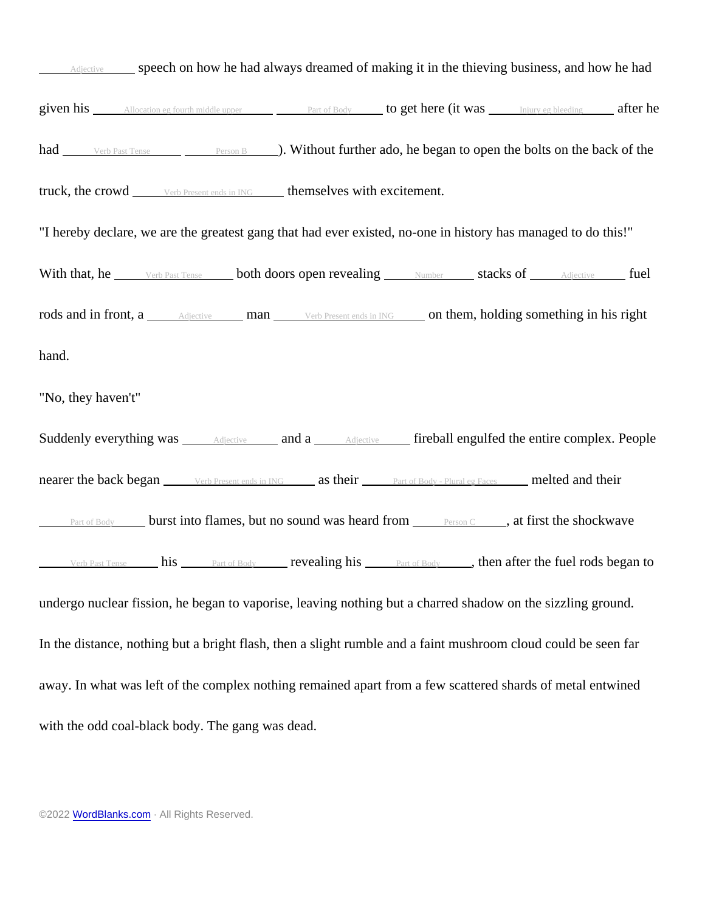\_\_\_\_\_Adjective\_\_\_\_\_ speech on how he had always dreamed of making it in the thieving business, and how he had given his \_\_\_\_\_Allocation eg fourth middle upper\_\_\_\_\_ \_\_\_\_\_Part of Body\_\_\_\_\_ to get here (it was \_\_\_\_\_Injury eg bleeding\_\_\_\_\_ after he had \_\_\_\_\_Verb Past Tense\_\_\_\_\_ \_\_\_\_\_Person B\_\_\_\_\_). Without further ado, he began to open the bolts on the back of the truck, the crowd \_\_\_\_\_Verb Present ends in ING\_\_\_\_\_ themselves with excitement.

"I hereby declare, we are the greatest gang that had ever existed, no-one in history has managed to do this!"

With that, he \_\_\_\_\_Verb Past Tense\_\_\_\_\_ both doors open revealing \_\_\_\_\_Number\_\_\_\_\_ stacks of \_\_\_\_\_Adjective\_\_\_\_\_ fuel rods and in front, a \_\_\_\_\_Adjective\_\_\_\_\_ man \_\_\_\_\_Verb Present ends in ING\_\_\_\_\_ on them, holding something in his right hand.

"No, they haven't"

Suddenly everything was \_\_\_\_\_Adjective\_\_\_\_\_ and a \_\_\_\_\_Adjective\_\_\_\_\_ fireball engulfed the entire complex. People nearer the back began \_\_\_\_\_Verb Present ends in ING\_\_\_\_\_ as their \_\_\_\_\_Part of Body - Plural eg Faces\_\_\_\_\_ melted and their \_\_\_\_\_Part of Body\_\_\_\_\_ burst into flames, but no sound was heard from \_\_\_\_\_Person C\_\_\_\_\_, at first the shockwave \_\_\_\_\_Verb Past Tense\_\_\_\_\_ his \_\_\_\_\_Part of Body\_\_\_\_\_ revealing his \_\_\_\_\_Part of Body\_\_\_\_\_, then after the fuel rods began to undergo nuclear fission, he began to vaporise, leaving nothing but a charred shadow on the sizzling ground.

In the distance, nothing but a bright flash, then a slight rumble and a faint mushroom cloud could be seen far away. In what was left of the complex nothing remained apart from a few scattered shards of metal entwined with the odd coal-black body. The gang was dead.

©2022 WordBlanks.com · All Rights Reserved.